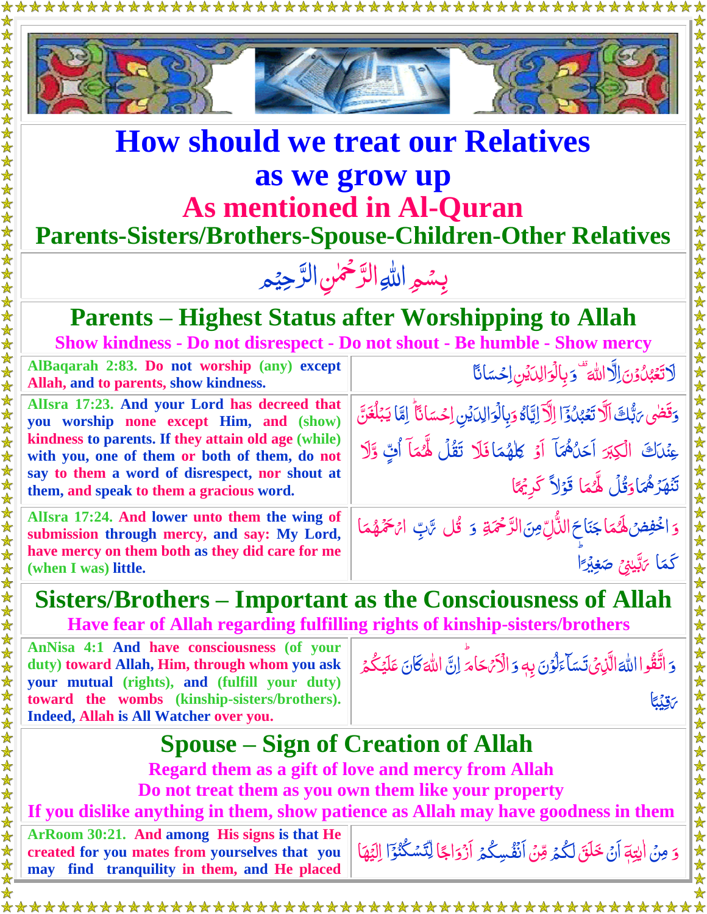# How should we treat our Relatives as we grow up

## As mentioned in Al-Quran

### Parents-Sisters/Brothers-Spouse-Children-Other Relatives

بِسۡمِ اللّٰہِ الرَّحۡمٰنِ الرَّحِیۡمِ

## Parents – Highest Status after Worshipping to Allah

**Show kindness - Do not disrespect - Do not shout - Be humble - Show mercy**

| | |
|---|---|
| AlBaqarah 2:83. Do not worship (any) except Allah, and to parents, show kindness. | لَا تَعۡبُدُوۡنَ اِلَّا اللّٰهَ وَبِالۡوَالِدَيۡنِ اِحۡسَانًا |
| AlIsra 17:23. And your Lord has decreed that you worship none except Him, and (show) kindness to parents. If they attain old age (while) with you, one of them or both of them, do not say to them a word of disrespect, nor shout at them, and speak to them a gracious word. | وَقَضٰى رَبُّكَ اَلَّا تَعۡبُدُوۡۤا اِلَّاۤ اِيَّاهُ وَبِالۡوَالِدَيۡنِ اِحۡسَانًا ؕ اِمَّا يَبۡلُغَنَّ عِنۡدَكَ الۡكِبَرَ اَحَدُهُمَاۤ اَوۡ كِلٰهُمَا فَلَا تَقُلْ لَّهُمَاۤ اُفٍّ وَّلَا تَنۡهَرۡهُمَا وَقُلْ لَّهُمَا قَوۡلًا كَرِيۡمًا |
| AlIsra 17:24. And lower unto them the wing of submission through mercy, and say: My Lord, have mercy on them both as they did care for me (when I was) little. | وَاخۡفِضۡ لَهُمَا جَنَاحَ الذُّلِّ مِنَ الرَّحۡمَةِ وَقُلْ رَّبِّ ارۡحَمۡهُمَا كَمَا رَبَّيٰنِىۡ صَغِيۡرًا |

## Sisters/Brothers – Important as the Consciousness of Allah

**Have fear of Allah regarding fulfilling rights of kinship-sisters/brothers**

| | |
|---|---|
| AnNisa 4:1 And have consciousness (of your duty) toward Allah, Him, through whom you ask your mutual (rights), and (fulfill your duty) toward the wombs (kinship-sisters/brothers). Indeed, Allah is All Watcher over you. | وَاتَّقُوا اللّٰهَ الَّذِىۡ تَسَآءَلُوۡنَ بِهٖ وَالۡاَرۡحَامَ ؕ اِنَّ اللّٰهَ كَانَ عَلَيۡكُمۡ رَقِيۡبًا |

## Spouse – Sign of Creation of Allah

**Regard them as a gift of love and mercy from Allah**

**Do not treat them as you own them like your property**

**If you dislike anything in them, show patience as Allah may have goodness in them**

| | |
|---|---|
| ArRoom 30:21. And among His signs is that He created for you mates from yourselves that you may find tranquility in them, and He placed | وَمِنۡ اٰيٰتِهٖۤ اَنۡ خَلَقَ لَكُمۡ مِّنۡ اَنۡفُسِكُمۡ اَزۡوَاجًا لِّتَسۡكُنُوۡۤا اِلَيۡهَا |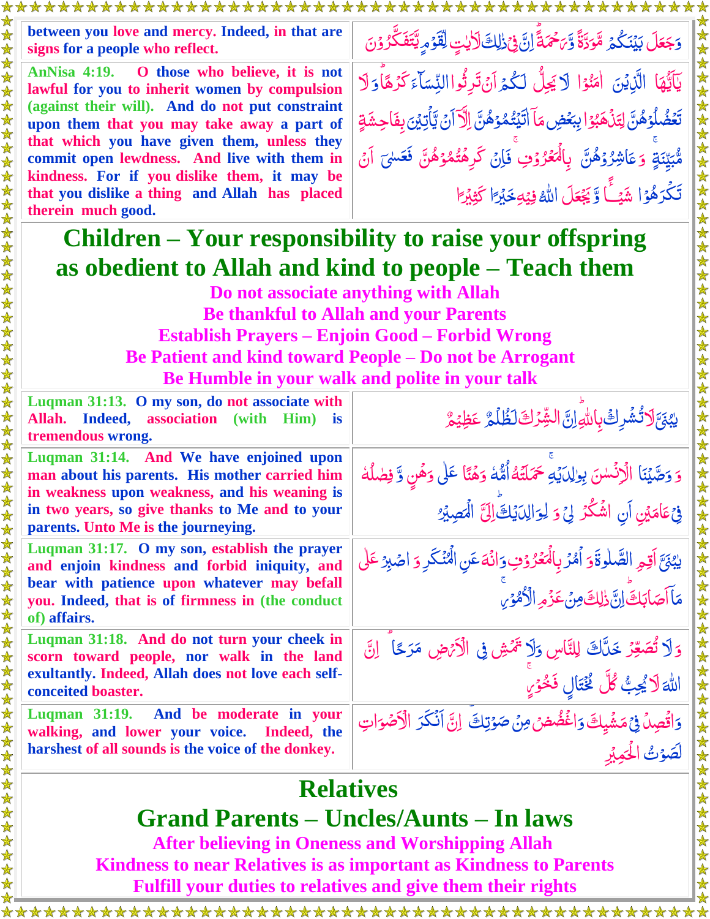| | |
|---|---|
| between you love and mercy. Indeed, in that are signs for a people who reflect. | وَجَعَلَ بَيْنَكُمْ مَّوَدَّةً وَّرَحْمَةً ۚ اِنَّ فِيْ ذٰلِكَ لَاٰيٰتٍ لِّقَوْمٍ يَّتَفَكَّرُوْنَ |
| AnNisa 4:19. O those who believe, it is not lawful for you to inherit women by compulsion (against their will). And do not put constraint upon them that you may take away a part of that which you have given them, unless they commit open lewdness. And live with them in kindness. For if you dislike them, it may be that you dislike a thing and Allah has placed therein much good. | يٰۤاَيُّهَا الَّذِيْنَ اٰمَنُوْا لَا يَحِلُّ لَكُمْ اَنْ تَرِثُوا النِّسَآءَ كَرْهًا ؕ وَلَا تَعْضُلُوْهُنَّ لِتَذْهَبُوْا بِبَعْضِ مَاۤ اٰتَيْتُمُوْهُنَّ اِلَّاۤ اَنْ يَّاْتِيْنَ بِفَاحِشَةٍ مُّبَيِّنَةٍ ۚ وَعَاشِرُوْهُنَّ بِالْمَعْرُوْفِ ۚ فَاِنْ كَرِهْتُمُوْهُنَّ فَعَسٰۤى اَنْ تَكْرَهُوْا شَيْــًٔا وَّيَجْعَلَ اللّٰهُ فِيْهِ خَيْرًا كَثِيْرًا |

## Children – Your responsibility to raise your offspring as obedient to Allah and kind to people – Teach them

**Do not associate anything with Allah**
**Be thankful to Allah and your Parents**
**Establish Prayers – Enjoin Good – Forbid Wrong**
**Be Patient and kind toward People – Do not be Arrogant**
**Be Humble in your walk and polite in your talk**

| | |
|---|---|
| Luqman 31:13. O my son, do not associate with Allah. Indeed, association (with Him) is tremendous wrong. | يٰبُنَيَّ لَا تُشْرِكْ بِاللّٰهِ ؕ اِنَّ الشِّرْكَ لَظُلْمٌ عَظِيْمٌ |
| Luqman 31:14. And We have enjoined upon man about his parents. His mother carried him in weakness upon weakness, and his weaning is in two years, so give thanks to Me and to your parents. Unto Me is the journeying. | وَوَصَّيْنَا الْاِنْسٰنَ بِوَالِدَيْهِ ۚ حَمَلَتْهُ اُمُّهٗ وَهْنًا عَلٰى وَهْنٍ وَّفِصٰلُهٗ فِيْ عَامَيْنِ اَنِ اشْكُرْ لِيْ وَلِوَالِدَيْكَ ؕ اِلَيَّ الْمَصِيْرُ |
| Luqman 31:17. O my son, establish the prayer and enjoin kindness and forbid iniquity, and bear with patience upon whatever may befall you. Indeed, that is of firmness in (the conduct of) affairs. | يٰبُنَيَّ اَقِمِ الصَّلٰوةَ وَاْمُرْ بِالْمَعْرُوْفِ وَانْهَ عَنِ الْمُنْكَرِ وَاصْبِرْ عَلٰى مَاۤ اَصَابَكَ ؕ اِنَّ ذٰلِكَ مِنْ عَزْمِ الْاُمُوْرِ ۚ |
| Luqman 31:18. And do not turn your cheek in scorn toward people, nor walk in the land exultantly. Indeed, Allah does not love each self-conceited boaster. | وَلَا تُصَعِّرْ خَدَّكَ لِلنَّاسِ وَلَا تَمْشِ فِي الْاَرْضِ مَرَحًا ؕ اِنَّ اللّٰهَ لَا يُحِبُّ كُلَّ مُخْتَالٍ فَخُوْرٍ ۚ |
| Luqman 31:19. And be moderate in your walking, and lower your voice. Indeed, the harshest of all sounds is the voice of the donkey. | وَاقْصِدْ فِيْ مَشْيِكَ وَاغْضُضْ مِنْ صَوْتِكَ ؕ اِنَّ اَنْكَرَ الْاَصْوَاتِ لَصَوْتُ الْحَمِيْرِ |

## Relatives

## Grand Parents – Uncles/Aunts – In laws

**After believing in Oneness and Worshipping Allah**
**Kindness to near Relatives is as important as Kindness to Parents**
**Fulfill your duties to relatives and give them their rights**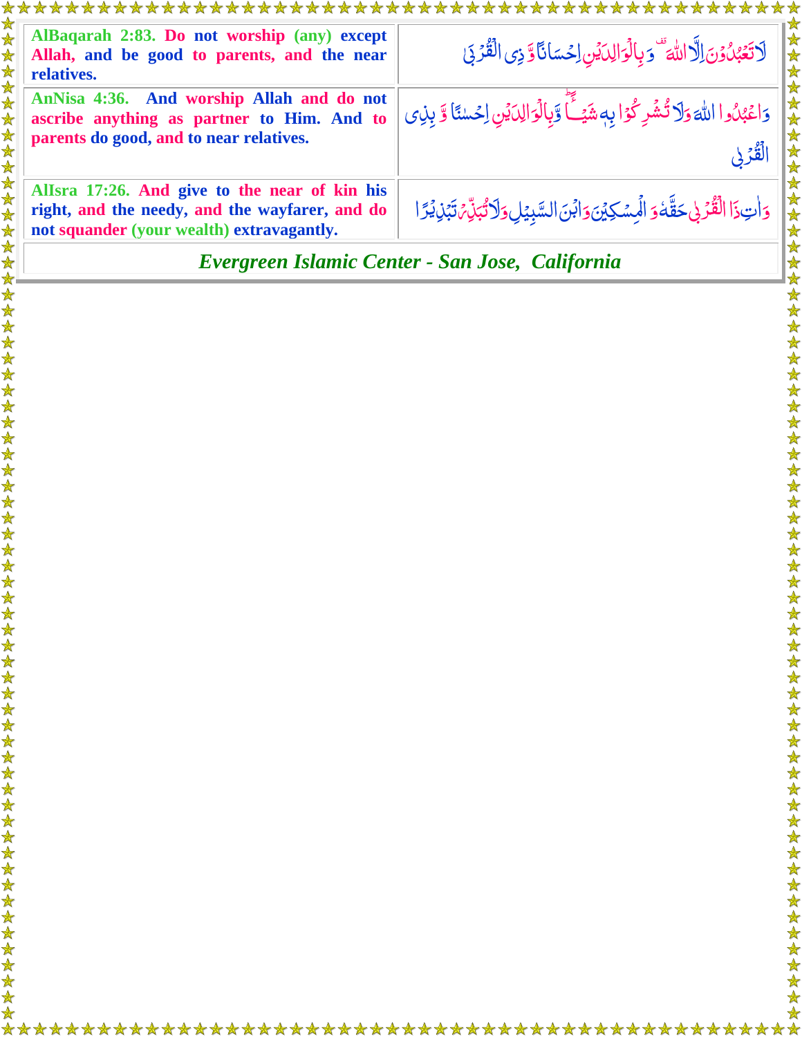| | |
|---|---|
| **AlBaqarah 2:83. Do not worship (any) except Allah, and be good to parents, and the near relatives.** | لَا تَعْبُدُوْنَ اِلَّا اللّٰهَ وَبِالْوَالِدَيْنِ اِحْسَانًا وَّ ذِی الْقُرْبٰی |
| **AnNisa 4:36. And worship Allah and do not ascribe anything as partner to Him. And to parents do good, and to near relatives.** | وَاعْبُدُوا اللّٰهَ وَلَا تُشْرِكُوْا بِهٖ شَيْـًٔـا وَّبِالْوَالِدَيْنِ اِحْسٰنًا وَّ بِذِی الْقُرْبٰی |
| **AlIsra 17:26. And give to the near of kin his right, and the needy, and the wayfarer, and do not squander (your wealth) extravagantly.** | وَاٰتِ ذَا الْقُرْبٰی حَقَّهٗ وَالْمِسْكِيْنَ وَابْنَ السَّبِيْلِ وَلَا تُبَذِّرْ تَبْذِيْرًا |

***Evergreen Islamic Center - San Jose, California***